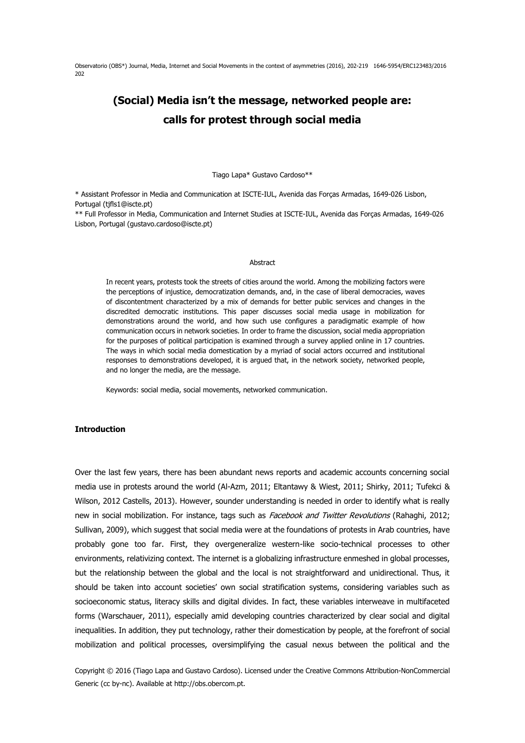# (Social) Media isn't the message, networked people are: calls for protest through social media

Tiago Lapa* Gustavo Cardoso**

\* Assistant Professor in Media and Communication at ISCTE-IUL, Avenida das Forças Armadas, 1649-026 Lisbon, Portugal (tjfls1@iscte.pt)

\*\* Full Professor in Media, Communication and Internet Studies at ISCTE-IUL, Avenida das Forças Armadas, 1649-026 Lisbon, Portugal (gustavo.cardoso@iscte.pt)

## Abstract

In recent years, protests took the streets of cities around the world. Among the mobilizing factors were the perceptions of injustice, democratization demands, and, in the case of liberal democracies, waves of discontentment characterized by a mix of demands for better public services and changes in the discredited democratic institutions. This paper discusses social media usage in mobilization for demonstrations around the world, and how such use configures a paradigmatic example of how communication occurs in network societies. In order to frame the discussion, social media appropriation for the purposes of political participation is examined through a survey applied online in 17 countries. The ways in which social media domestication by a myriad of social actors occurred and institutional responses to demonstrations developed, it is argued that, in the network society, networked people, and no longer the media, are the message.

Keywords: social media, social movements, networked communication.

## Introduction

Over the last few years, there has been abundant news reports and academic accounts concerning social media use in protests around the world (Al-Azm, 2011; Eltantawy & Wiest, 2011; Shirky, 2011; Tufekci & Wilson, 2012 Castells, 2013). However, sounder understanding is needed in order to identify what is really new in social mobilization. For instance, tags such as *Facebook and Twitter Revolutions* (Rahaghi, 2012; Sullivan, 2009), which suggest that social media were at the foundations of protests in Arab countries, have probably gone too far. First, they overgeneralize western-like socio-technical processes to other environments, relativizing context. The internet is a globalizing infrastructure enmeshed in global processes, but the relationship between the global and the local is not straightforward and unidirectional. Thus, it should be taken into account societies' own social stratification systems, considering variables such as socioeconomic status, literacy skills and digital divides. In fact, these variables interweave in multifaceted forms (Warschauer, 2011), especially amid developing countries characterized by clear social and digital inequalities. In addition, they put technology, rather their domestication by people, at the forefront of social mobilization and political processes, oversimplifying the casual nexus between the political and the

Copyright © 2016 (Tiago Lapa and Gustavo Cardoso). Licensed under the Creative Commons Attribution-NonCommercial Generic (cc by-nc). Available at http://obs.obercom.pt.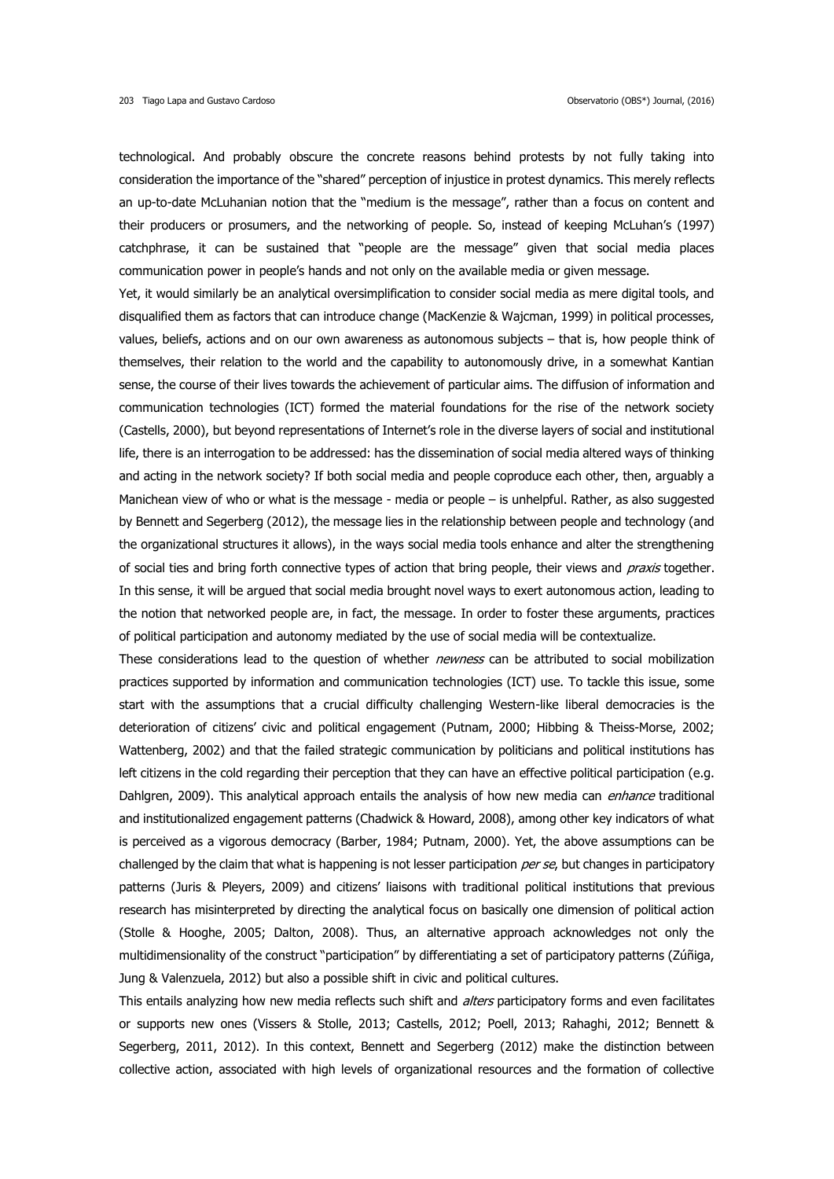technological. And probably obscure the concrete reasons behind protests by not fully taking into consideration the importance of the "shared" perception of injustice in protest dynamics. This merely reflects an up-to-date McLuhanian notion that the "medium is the message", rather than a focus on content and their producers or prosumers, and the networking of people. So, instead of keeping McLuhan's (1997) catchphrase, it can be sustained that "people are the message" given that social media places communication power in people's hands and not only on the available media or given message.

Yet, it would similarly be an analytical oversimplification to consider social media as mere digital tools, and disqualified them as factors that can introduce change (MacKenzie & Wajcman, 1999) in political processes, values, beliefs, actions and on our own awareness as autonomous subjects – that is, how people think of themselves, their relation to the world and the capability to autonomously drive, in a somewhat Kantian sense, the course of their lives towards the achievement of particular aims. The diffusion of information and communication technologies (ICT) formed the material foundations for the rise of the network society (Castells, 2000), but beyond representations of Internet's role in the diverse layers of social and institutional life, there is an interrogation to be addressed: has the dissemination of social media altered ways of thinking and acting in the network society? If both social media and people coproduce each other, then, arguably a Manichean view of who or what is the message - media or people – is unhelpful. Rather, as also suggested by Bennett and Segerberg (2012), the message lies in the relationship between people and technology (and the organizational structures it allows), in the ways social media tools enhance and alter the strengthening of social ties and bring forth connective types of action that bring people, their views and *praxis* together. In this sense, it will be argued that social media brought novel ways to exert autonomous action, leading to the notion that networked people are, in fact, the message. In order to foster these arguments, practices of political participation and autonomy mediated by the use of social media will be contextualize.

These considerations lead to the question of whether *newness* can be attributed to social mobilization practices supported by information and communication technologies (ICT) use. To tackle this issue, some start with the assumptions that a crucial difficulty challenging Western-like liberal democracies is the deterioration of citizens' civic and political engagement (Putnam, 2000; Hibbing & Theiss-Morse, 2002; Wattenberg, 2002) and that the failed strategic communication by politicians and political institutions has left citizens in the cold regarding their perception that they can have an effective political participation (e.g. Dahlgren, 2009). This analytical approach entails the analysis of how new media can *enhance* traditional and institutionalized engagement patterns (Chadwick & Howard, 2008), among other key indicators of what is perceived as a vigorous democracy (Barber, 1984; Putnam, 2000). Yet, the above assumptions can be challenged by the claim that what is happening is not lesser participation *per se*, but changes in participatory patterns (Juris & Pleyers, 2009) and citizens' liaisons with traditional political institutions that previous research has misinterpreted by directing the analytical focus on basically one dimension of political action (Stolle & Hooghe, 2005; Dalton, 2008). Thus, an alternative approach acknowledges not only the multidimensionality of the construct "participation" by differentiating a set of participatory patterns (Zúñiga, Jung & Valenzuela, 2012) but also a possible shift in civic and political cultures.

This entails analyzing how new media reflects such shift and *alters* participatory forms and even facilitates or supports new ones (Vissers & Stolle, 2013; Castells, 2012; Poell, 2013; Rahaghi, 2012; Bennett & Segerberg, 2011, 2012). In this context, Bennett and Segerberg (2012) make the distinction between collective action, associated with high levels of organizational resources and the formation of collective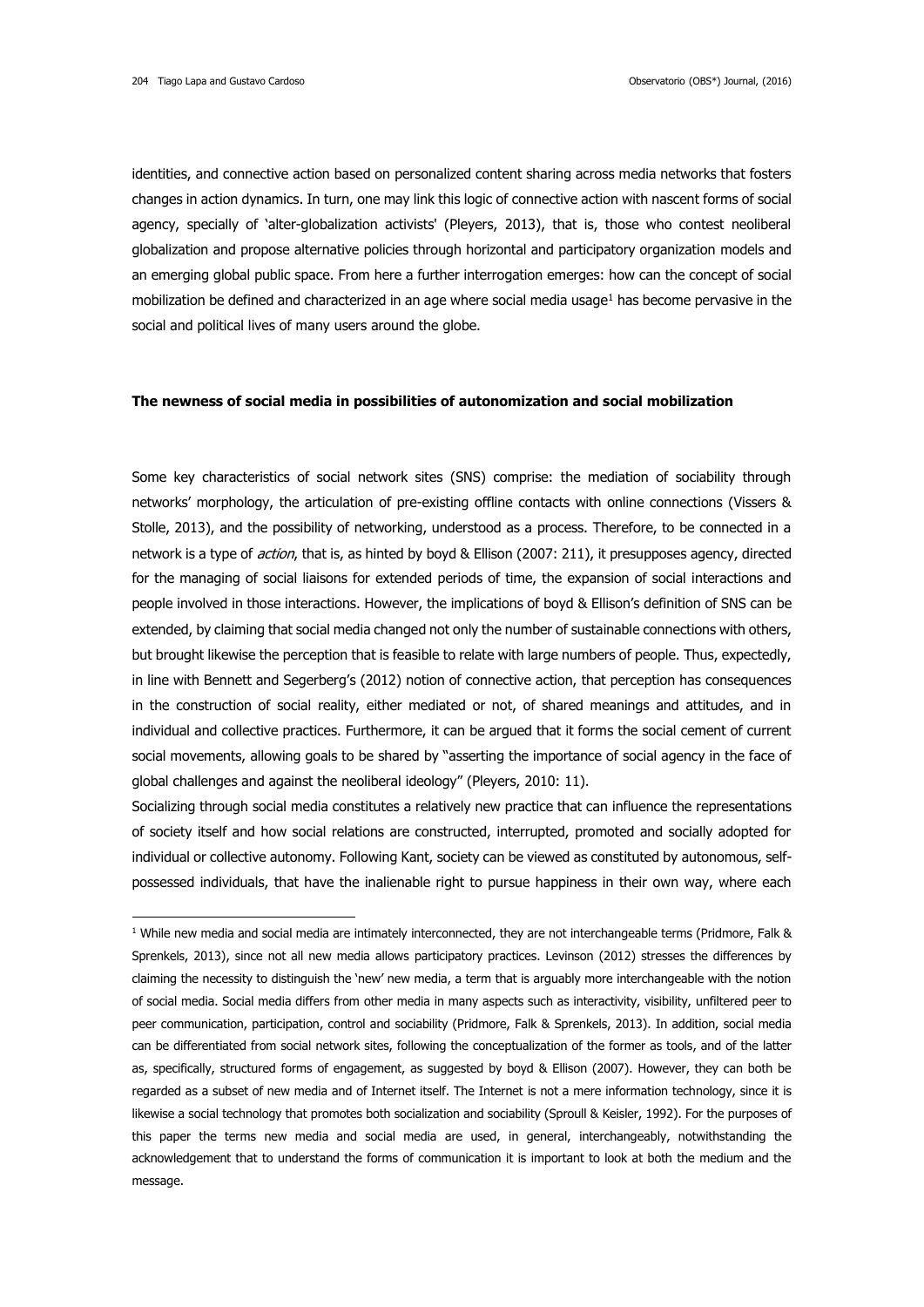identities, and connective action based on personalized content sharing across media networks that fosters changes in action dynamics. In turn, one may link this logic of connective action with nascent forms of social agency, specially of 'alter-globalization activists' (Pleyers, 2013), that is, those who contest neoliberal globalization and propose alternative policies through horizontal and participatory organization models and an emerging global public space. From here a further interrogation emerges: how can the concept of social mobilization be defined and characterized in an age where social media usage[1] has become pervasive in the social and political lives of many users around the globe.

## The newness of social media in possibilities of autonomization and social mobilization

Some key characteristics of social network sites (SNS) comprise: the mediation of sociability through networks' morphology, the articulation of pre-existing offline contacts with online connections (Vissers & Stolle, 2013), and the possibility of networking, understood as a process. Therefore, to be connected in a network is a type of *action*, that is, as hinted by boyd & Ellison (2007: 211), it presupposes agency, directed for the managing of social liaisons for extended periods of time, the expansion of social interactions and people involved in those interactions. However, the implications of boyd & Ellison's definition of SNS can be extended, by claiming that social media changed not only the number of sustainable connections with others, but brought likewise the perception that is feasible to relate with large numbers of people. Thus, expectedly, in line with Bennett and Segerberg's (2012) notion of connective action, that perception has consequences in the construction of social reality, either mediated or not, of shared meanings and attitudes, and in individual and collective practices. Furthermore, it can be argued that it forms the social cement of current social movements, allowing goals to be shared by "asserting the importance of social agency in the face of global challenges and against the neoliberal ideology" (Pleyers, 2010: 11).

Socializing through social media constitutes a relatively new practice that can influence the representations of society itself and how social relations are constructed, interrupted, promoted and socially adopted for individual or collective autonomy. Following Kant, society can be viewed as constituted by autonomous, self-possessed individuals, that have the inalienable right to pursue happiness in their own way, where each

---

[1] While new media and social media are intimately interconnected, they are not interchangeable terms (Pridmore, Falk & Sprenkels, 2013), since not all new media allows participatory practices. Levinson (2012) stresses the differences by claiming the necessity to distinguish the 'new' new media, a term that is arguably more interchangeable with the notion of social media. Social media differs from other media in many aspects such as interactivity, visibility, unfiltered peer to peer communication, participation, control and sociability (Pridmore, Falk & Sprenkels, 2013). In addition, social media can be differentiated from social network sites, following the conceptualization of the former as tools, and of the latter as, specifically, structured forms of engagement, as suggested by boyd & Ellison (2007). However, they can both be regarded as a subset of new media and of Internet itself. The Internet is not a mere information technology, since it is likewise a social technology that promotes both socialization and sociability (Sproull & Keisler, 1992). For the purposes of this paper the terms new media and social media are used, in general, interchangeably, notwithstanding the acknowledgement that to understand the forms of communication it is important to look at both the medium and the message.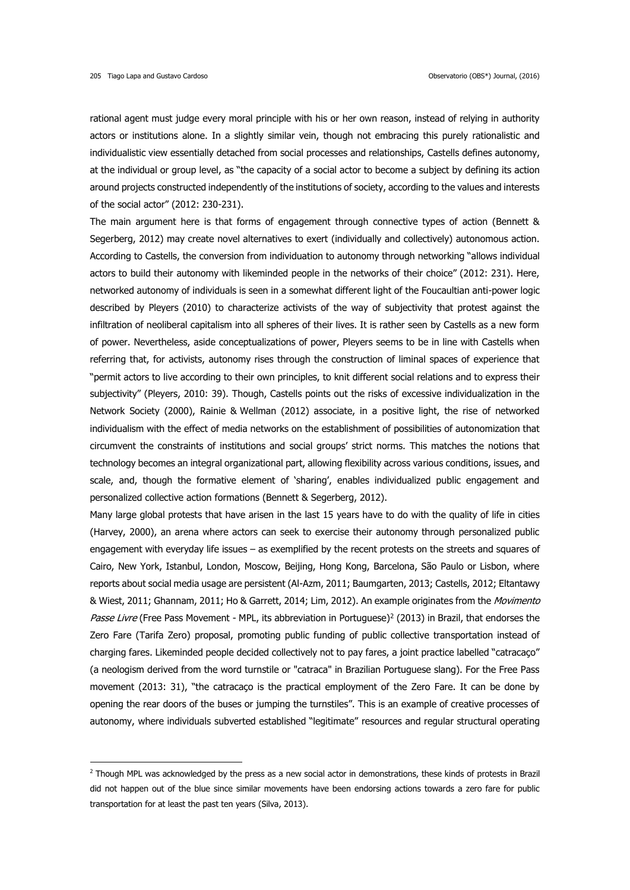rational agent must judge every moral principle with his or her own reason, instead of relying in authority actors or institutions alone. In a slightly similar vein, though not embracing this purely rationalistic and individualistic view essentially detached from social processes and relationships, Castells defines autonomy, at the individual or group level, as "the capacity of a social actor to become a subject by defining its action around projects constructed independently of the institutions of society, according to the values and interests of the social actor" (2012: 230-231).

The main argument here is that forms of engagement through connective types of action (Bennett & Segerberg, 2012) may create novel alternatives to exert (individually and collectively) autonomous action. According to Castells, the conversion from individuation to autonomy through networking "allows individual actors to build their autonomy with likeminded people in the networks of their choice" (2012: 231). Here, networked autonomy of individuals is seen in a somewhat different light of the Foucaultian anti-power logic described by Pleyers (2010) to characterize activists of the way of subjectivity that protest against the infiltration of neoliberal capitalism into all spheres of their lives. It is rather seen by Castells as a new form of power. Nevertheless, aside conceptualizations of power, Pleyers seems to be in line with Castells when referring that, for activists, autonomy rises through the construction of liminal spaces of experience that "permit actors to live according to their own principles, to knit different social relations and to express their subjectivity" (Pleyers, 2010: 39). Though, Castells points out the risks of excessive individualization in the Network Society (2000), Rainie & Wellman (2012) associate, in a positive light, the rise of networked individualism with the effect of media networks on the establishment of possibilities of autonomization that circumvent the constraints of institutions and social groups' strict norms. This matches the notions that technology becomes an integral organizational part, allowing flexibility across various conditions, issues, and scale, and, though the formative element of 'sharing', enables individualized public engagement and personalized collective action formations (Bennett & Segerberg, 2012).

Many large global protests that have arisen in the last 15 years have to do with the quality of life in cities (Harvey, 2000), an arena where actors can seek to exercise their autonomy through personalized public engagement with everyday life issues – as exemplified by the recent protests on the streets and squares of Cairo, New York, Istanbul, London, Moscow, Beijing, Hong Kong, Barcelona, São Paulo or Lisbon, where reports about social media usage are persistent (Al-Azm, 2011; Baumgarten, 2013; Castells, 2012; Eltantawy & Wiest, 2011; Ghannam, 2011; Ho & Garrett, 2014; Lim, 2012). An example originates from the *Movimento Passe Livre* (Free Pass Movement - MPL, its abbreviation in Portuguese)[2] (2013) in Brazil, that endorses the Zero Fare (Tarifa Zero) proposal, promoting public funding of public collective transportation instead of charging fares. Likeminded people decided collectively not to pay fares, a joint practice labelled "catracaço" (a neologism derived from the word turnstile or "catraca" in Brazilian Portuguese slang). For the Free Pass movement (2013: 31), "the catracaço is the practical employment of the Zero Fare. It can be done by opening the rear doors of the buses or jumping the turnstiles". This is an example of creative processes of autonomy, where individuals subverted established "legitimate" resources and regular structural operating

[2] Though MPL was acknowledged by the press as a new social actor in demonstrations, these kinds of protests in Brazil did not happen out of the blue since similar movements have been endorsing actions towards a zero fare for public transportation for at least the past ten years (Silva, 2013).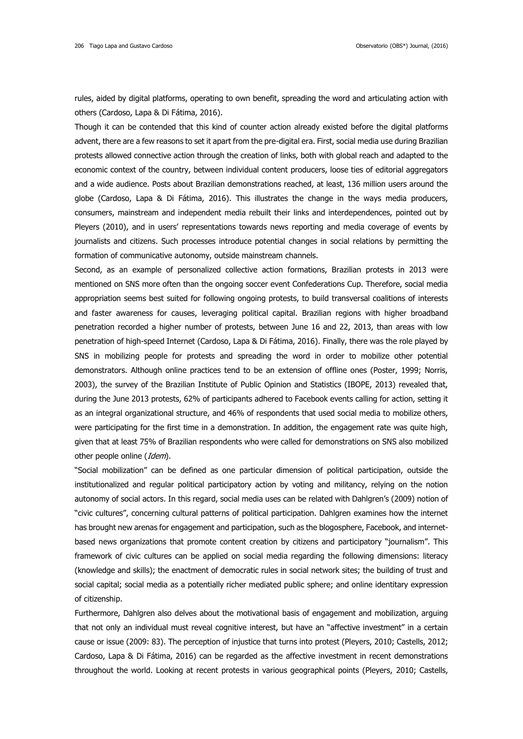rules, aided by digital platforms, operating to own benefit, spreading the word and articulating action with others (Cardoso, Lapa & Di Fátima, 2016).

Though it can be contended that this kind of counter action already existed before the digital platforms advent, there are a few reasons to set it apart from the pre-digital era. First, social media use during Brazilian protests allowed connective action through the creation of links, both with global reach and adapted to the economic context of the country, between individual content producers, loose ties of editorial aggregators and a wide audience. Posts about Brazilian demonstrations reached, at least, 136 million users around the globe (Cardoso, Lapa & Di Fátima, 2016). This illustrates the change in the ways media producers, consumers, mainstream and independent media rebuilt their links and interdependences, pointed out by Pleyers (2010), and in users' representations towards news reporting and media coverage of events by journalists and citizens. Such processes introduce potential changes in social relations by permitting the formation of communicative autonomy, outside mainstream channels.

Second, as an example of personalized collective action formations, Brazilian protests in 2013 were mentioned on SNS more often than the ongoing soccer event Confederations Cup. Therefore, social media appropriation seems best suited for following ongoing protests, to build transversal coalitions of interests and faster awareness for causes, leveraging political capital. Brazilian regions with higher broadband penetration recorded a higher number of protests, between June 16 and 22, 2013, than areas with low penetration of high-speed Internet (Cardoso, Lapa & Di Fátima, 2016). Finally, there was the role played by SNS in mobilizing people for protests and spreading the word in order to mobilize other potential demonstrators. Although online practices tend to be an extension of offline ones (Poster, 1999; Norris, 2003), the survey of the Brazilian Institute of Public Opinion and Statistics (IBOPE, 2013) revealed that, during the June 2013 protests, 62% of participants adhered to Facebook events calling for action, setting it as an integral organizational structure, and 46% of respondents that used social media to mobilize others, were participating for the first time in a demonstration. In addition, the engagement rate was quite high, given that at least 75% of Brazilian respondents who were called for demonstrations on SNS also mobilized other people online (*Idem*).

"Social mobilization" can be defined as one particular dimension of political participation, outside the institutionalized and regular political participatory action by voting and militancy, relying on the notion autonomy of social actors. In this regard, social media uses can be related with Dahlgren's (2009) notion of "civic cultures", concerning cultural patterns of political participation. Dahlgren examines how the internet has brought new arenas for engagement and participation, such as the blogosphere, Facebook, and internet-based news organizations that promote content creation by citizens and participatory "journalism". This framework of civic cultures can be applied on social media regarding the following dimensions: literacy (knowledge and skills); the enactment of democratic rules in social network sites; the building of trust and social capital; social media as a potentially richer mediated public sphere; and online identitary expression of citizenship.

Furthermore, Dahlgren also delves about the motivational basis of engagement and mobilization, arguing that not only an individual must reveal cognitive interest, but have an "affective investment" in a certain cause or issue (2009: 83). The perception of injustice that turns into protest (Pleyers, 2010; Castells, 2012; Cardoso, Lapa & Di Fátima, 2016) can be regarded as the affective investment in recent demonstrations throughout the world. Looking at recent protests in various geographical points (Pleyers, 2010; Castells,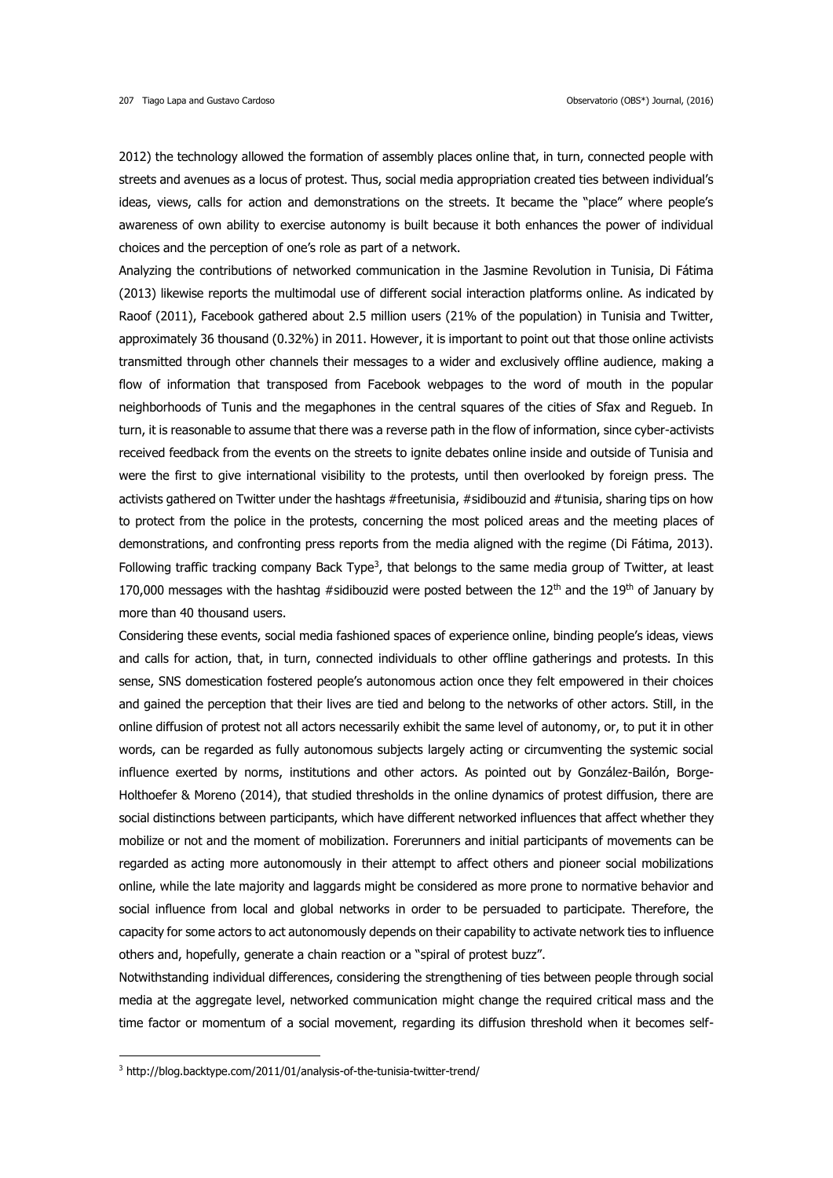2012) the technology allowed the formation of assembly places online that, in turn, connected people with streets and avenues as a locus of protest. Thus, social media appropriation created ties between individual's ideas, views, calls for action and demonstrations on the streets. It became the "place" where people's awareness of own ability to exercise autonomy is built because it both enhances the power of individual choices and the perception of one's role as part of a network.

Analyzing the contributions of networked communication in the Jasmine Revolution in Tunisia, Di Fátima (2013) likewise reports the multimodal use of different social interaction platforms online. As indicated by Raoof (2011), Facebook gathered about 2.5 million users (21% of the population) in Tunisia and Twitter, approximately 36 thousand (0.32%) in 2011. However, it is important to point out that those online activists transmitted through other channels their messages to a wider and exclusively offline audience, making a flow of information that transposed from Facebook webpages to the word of mouth in the popular neighborhoods of Tunis and the megaphones in the central squares of the cities of Sfax and Regueb. In turn, it is reasonable to assume that there was a reverse path in the flow of information, since cyber-activists received feedback from the events on the streets to ignite debates online inside and outside of Tunisia and were the first to give international visibility to the protests, until then overlooked by foreign press. The activists gathered on Twitter under the hashtags #freetunisia, #sidibouzid and #tunisia, sharing tips on how to protect from the police in the protests, concerning the most policed areas and the meeting places of demonstrations, and confronting press reports from the media aligned with the regime (Di Fátima, 2013). Following traffic tracking company Back Type[3], that belongs to the same media group of Twitter, at least 170,000 messages with the hashtag #sidibouzid were posted between the 12th and the 19th of January by more than 40 thousand users.

Considering these events, social media fashioned spaces of experience online, binding people's ideas, views and calls for action, that, in turn, connected individuals to other offline gatherings and protests. In this sense, SNS domestication fostered people's autonomous action once they felt empowered in their choices and gained the perception that their lives are tied and belong to the networks of other actors. Still, in the online diffusion of protest not all actors necessarily exhibit the same level of autonomy, or, to put it in other words, can be regarded as fully autonomous subjects largely acting or circumventing the systemic social influence exerted by norms, institutions and other actors. As pointed out by González-Bailón, Borge-Holthoefer & Moreno (2014), that studied thresholds in the online dynamics of protest diffusion, there are social distinctions between participants, which have different networked influences that affect whether they mobilize or not and the moment of mobilization. Forerunners and initial participants of movements can be regarded as acting more autonomously in their attempt to affect others and pioneer social mobilizations online, while the late majority and laggards might be considered as more prone to normative behavior and social influence from local and global networks in order to be persuaded to participate. Therefore, the capacity for some actors to act autonomously depends on their capability to activate network ties to influence others and, hopefully, generate a chain reaction or a "spiral of protest buzz".

Notwithstanding individual differences, considering the strengthening of ties between people through social media at the aggregate level, networked communication might change the required critical mass and the time factor or momentum of a social movement, regarding its diffusion threshold when it becomes self-

---

[3] http://blog.backtype.com/2011/01/analysis-of-the-tunisia-twitter-trend/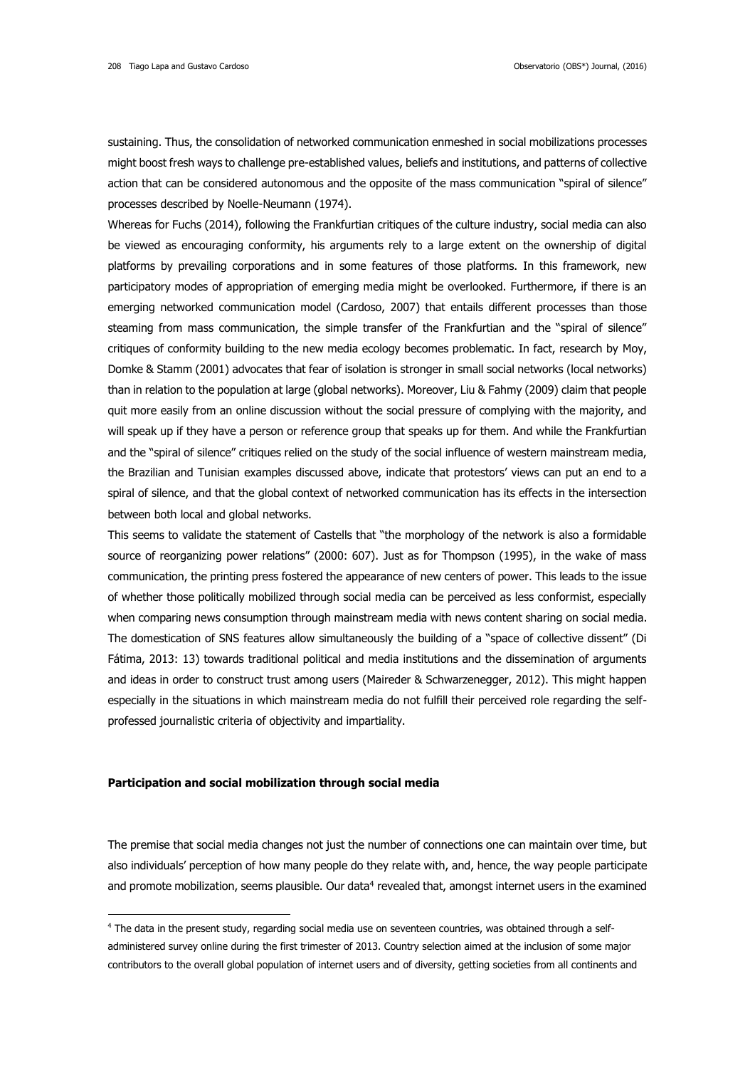sustaining. Thus, the consolidation of networked communication enmeshed in social mobilizations processes might boost fresh ways to challenge pre-established values, beliefs and institutions, and patterns of collective action that can be considered autonomous and the opposite of the mass communication "spiral of silence" processes described by Noelle-Neumann (1974).

Whereas for Fuchs (2014), following the Frankfurtian critiques of the culture industry, social media can also be viewed as encouraging conformity, his arguments rely to a large extent on the ownership of digital platforms by prevailing corporations and in some features of those platforms. In this framework, new participatory modes of appropriation of emerging media might be overlooked. Furthermore, if there is an emerging networked communication model (Cardoso, 2007) that entails different processes than those steaming from mass communication, the simple transfer of the Frankfurtian and the "spiral of silence" critiques of conformity building to the new media ecology becomes problematic. In fact, research by Moy, Domke & Stamm (2001) advocates that fear of isolation is stronger in small social networks (local networks) than in relation to the population at large (global networks). Moreover, Liu & Fahmy (2009) claim that people quit more easily from an online discussion without the social pressure of complying with the majority, and will speak up if they have a person or reference group that speaks up for them. And while the Frankfurtian and the "spiral of silence" critiques relied on the study of the social influence of western mainstream media, the Brazilian and Tunisian examples discussed above, indicate that protestors' views can put an end to a spiral of silence, and that the global context of networked communication has its effects in the intersection between both local and global networks.

This seems to validate the statement of Castells that "the morphology of the network is also a formidable source of reorganizing power relations" (2000: 607). Just as for Thompson (1995), in the wake of mass communication, the printing press fostered the appearance of new centers of power. This leads to the issue of whether those politically mobilized through social media can be perceived as less conformist, especially when comparing news consumption through mainstream media with news content sharing on social media. The domestication of SNS features allow simultaneously the building of a "space of collective dissent" (Di Fátima, 2013: 13) towards traditional political and media institutions and the dissemination of arguments and ideas in order to construct trust among users (Maireder & Schwarzenegger, 2012). This might happen especially in the situations in which mainstream media do not fulfill their perceived role regarding the self-professed journalistic criteria of objectivity and impartiality.

## Participation and social mobilization through social media

The premise that social media changes not just the number of connections one can maintain over time, but also individuals' perception of how many people do they relate with, and, hence, the way people participate and promote mobilization, seems plausible. Our data[4] revealed that, amongst internet users in the examined

[4] The data in the present study, regarding social media use on seventeen countries, was obtained through a self-administered survey online during the first trimester of 2013. Country selection aimed at the inclusion of some major contributors to the overall global population of internet users and of diversity, getting societies from all continents and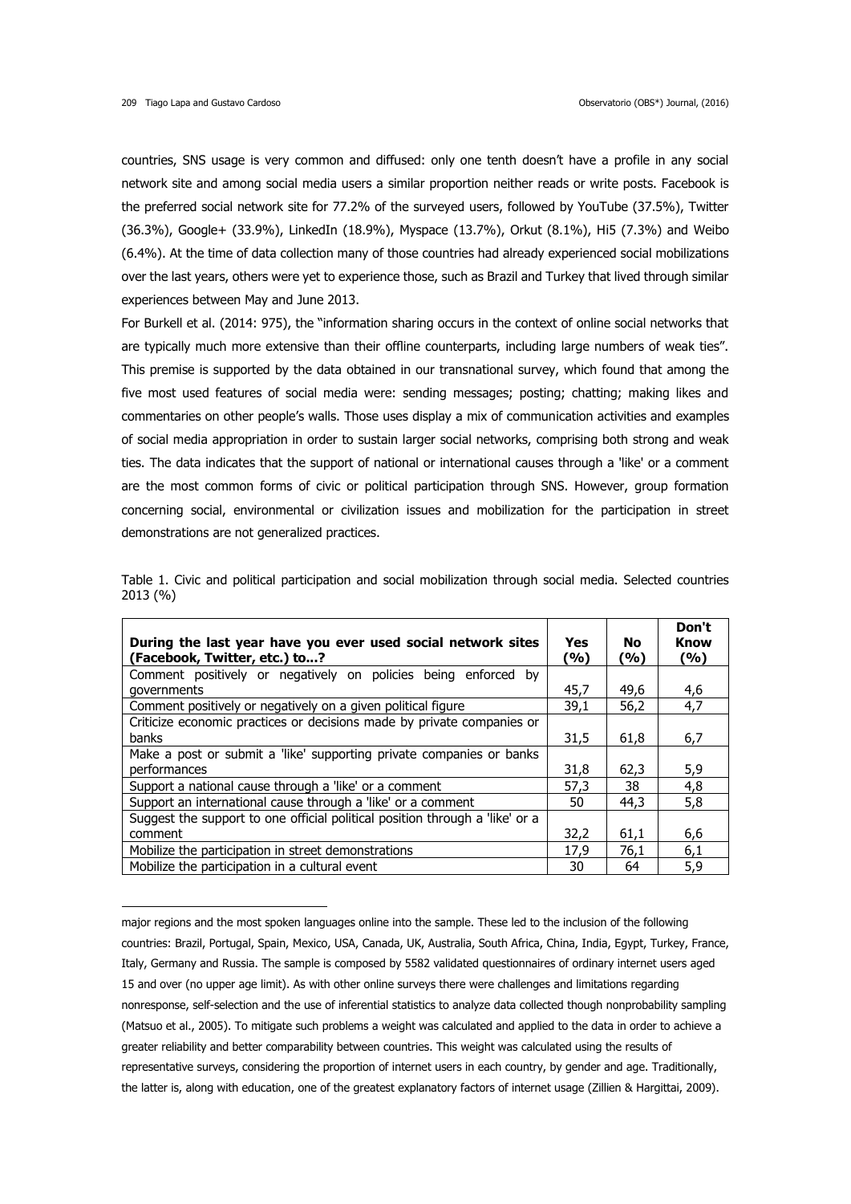countries, SNS usage is very common and diffused: only one tenth doesn't have a profile in any social network site and among social media users a similar proportion neither reads or write posts. Facebook is the preferred social network site for 77.2% of the surveyed users, followed by YouTube (37.5%), Twitter (36.3%), Google+ (33.9%), LinkedIn (18.9%), Myspace (13.7%), Orkut (8.1%), Hi5 (7.3%) and Weibo (6.4%). At the time of data collection many of those countries had already experienced social mobilizations over the last years, others were yet to experience those, such as Brazil and Turkey that lived through similar experiences between May and June 2013.

For Burkell et al. (2014: 975), the "information sharing occurs in the context of online social networks that are typically much more extensive than their offline counterparts, including large numbers of weak ties". This premise is supported by the data obtained in our transnational survey, which found that among the five most used features of social media were: sending messages; posting; chatting; making likes and commentaries on other people's walls. Those uses display a mix of communication activities and examples of social media appropriation in order to sustain larger social networks, comprising both strong and weak ties. The data indicates that the support of national or international causes through a 'like' or a comment are the most common forms of civic or political participation through SNS. However, group formation concerning social, environmental or civilization issues and mobilization for the participation in street demonstrations are not generalized practices.

Table 1. Civic and political participation and social mobilization through social media. Selected countries 2013 (%)

| During the last year have you ever used social network sites (Facebook, Twitter, etc.) to...? | Yes (%) | No (%) | Don't Know (%) |
|---|---|---|---|
| Comment positively or negatively on policies being enforced by governments | 45,7 | 49,6 | 4,6 |
| Comment positively or negatively on a given political figure | 39,1 | 56,2 | 4,7 |
| Criticize economic practices or decisions made by private companies or banks | 31,5 | 61,8 | 6,7 |
| Make a post or submit a 'like' supporting private companies or banks performances | 31,8 | 62,3 | 5,9 |
| Support a national cause through a 'like' or a comment | 57,3 | 38 | 4,8 |
| Support an international cause through a 'like' or a comment | 50 | 44,3 | 5,8 |
| Suggest the support to one official political position through a 'like' or a comment | 32,2 | 61,1 | 6,6 |
| Mobilize the participation in street demonstrations | 17,9 | 76,1 | 6,1 |
| Mobilize the participation in a cultural event | 30 | 64 | 5,9 |

major regions and the most spoken languages online into the sample. These led to the inclusion of the following countries: Brazil, Portugal, Spain, Mexico, USA, Canada, UK, Australia, South Africa, China, India, Egypt, Turkey, France, Italy, Germany and Russia. The sample is composed by 5582 validated questionnaires of ordinary internet users aged 15 and over (no upper age limit). As with other online surveys there were challenges and limitations regarding nonresponse, self-selection and the use of inferential statistics to analyze data collected though nonprobability sampling (Matsuo et al., 2005). To mitigate such problems a weight was calculated and applied to the data in order to achieve a greater reliability and better comparability between countries. This weight was calculated using the results of representative surveys, considering the proportion of internet users in each country, by gender and age. Traditionally, the latter is, along with education, one of the greatest explanatory factors of internet usage (Zillien & Hargittai, 2009).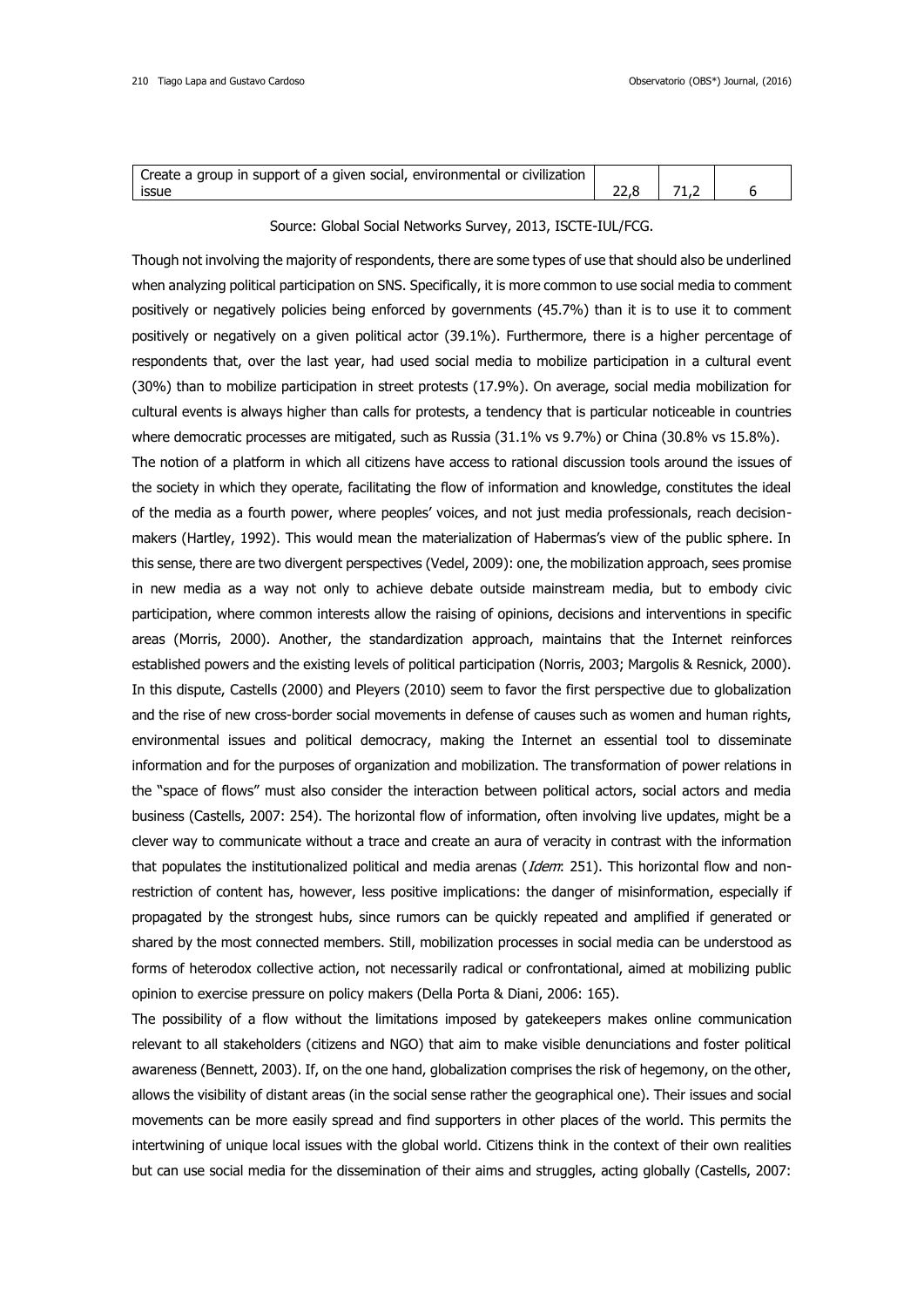| | | | |
|---|---|---|---|
| Create a group in support of a given social, environmental or civilization issue | 22,8 | 71,2 | 6 |

Source: Global Social Networks Survey, 2013, ISCTE-IUL/FCG.

Though not involving the majority of respondents, there are some types of use that should also be underlined when analyzing political participation on SNS. Specifically, it is more common to use social media to comment positively or negatively policies being enforced by governments (45.7%) than it is to use it to comment positively or negatively on a given political actor (39.1%). Furthermore, there is a higher percentage of respondents that, over the last year, had used social media to mobilize participation in a cultural event (30%) than to mobilize participation in street protests (17.9%). On average, social media mobilization for cultural events is always higher than calls for protests, a tendency that is particular noticeable in countries where democratic processes are mitigated, such as Russia (31.1% vs 9.7%) or China (30.8% vs 15.8%).

The notion of a platform in which all citizens have access to rational discussion tools around the issues of the society in which they operate, facilitating the flow of information and knowledge, constitutes the ideal of the media as a fourth power, where peoples' voices, and not just media professionals, reach decision-makers (Hartley, 1992). This would mean the materialization of Habermas's view of the public sphere. In this sense, there are two divergent perspectives (Vedel, 2009): one, the mobilization approach, sees promise in new media as a way not only to achieve debate outside mainstream media, but to embody civic participation, where common interests allow the raising of opinions, decisions and interventions in specific areas (Morris, 2000). Another, the standardization approach, maintains that the Internet reinforces established powers and the existing levels of political participation (Norris, 2003; Margolis & Resnick, 2000). In this dispute, Castells (2000) and Pleyers (2010) seem to favor the first perspective due to globalization and the rise of new cross-border social movements in defense of causes such as women and human rights, environmental issues and political democracy, making the Internet an essential tool to disseminate information and for the purposes of organization and mobilization. The transformation of power relations in the "space of flows" must also consider the interaction between political actors, social actors and media business (Castells, 2007: 254). The horizontal flow of information, often involving live updates, might be a clever way to communicate without a trace and create an aura of veracity in contrast with the information that populates the institutionalized political and media arenas (*Idem*: 251). This horizontal flow and non-restriction of content has, however, less positive implications: the danger of misinformation, especially if propagated by the strongest hubs, since rumors can be quickly repeated and amplified if generated or shared by the most connected members. Still, mobilization processes in social media can be understood as forms of heterodox collective action, not necessarily radical or confrontational, aimed at mobilizing public opinion to exercise pressure on policy makers (Della Porta & Diani, 2006: 165).

The possibility of a flow without the limitations imposed by gatekeepers makes online communication relevant to all stakeholders (citizens and NGO) that aim to make visible denunciations and foster political awareness (Bennett, 2003). If, on the one hand, globalization comprises the risk of hegemony, on the other, allows the visibility of distant areas (in the social sense rather the geographical one). Their issues and social movements can be more easily spread and find supporters in other places of the world. This permits the intertwining of unique local issues with the global world. Citizens think in the context of their own realities but can use social media for the dissemination of their aims and struggles, acting globally (Castells, 2007: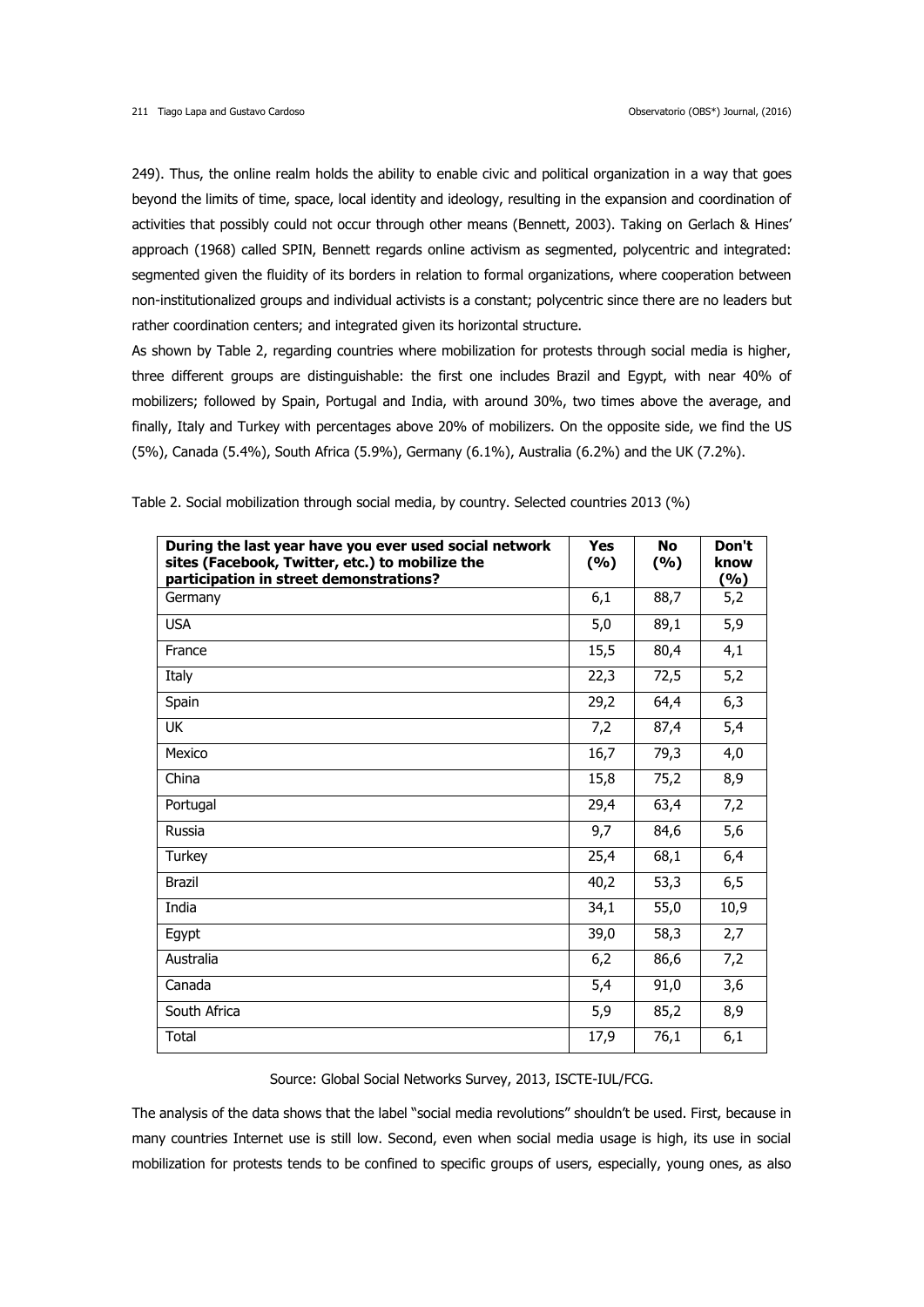249). Thus, the online realm holds the ability to enable civic and political organization in a way that goes beyond the limits of time, space, local identity and ideology, resulting in the expansion and coordination of activities that possibly could not occur through other means (Bennett, 2003). Taking on Gerlach & Hines' approach (1968) called SPIN, Bennett regards online activism as segmented, polycentric and integrated: segmented given the fluidity of its borders in relation to formal organizations, where cooperation between non-institutionalized groups and individual activists is a constant; polycentric since there are no leaders but rather coordination centers; and integrated given its horizontal structure.

As shown by Table 2, regarding countries where mobilization for protests through social media is higher, three different groups are distinguishable: the first one includes Brazil and Egypt, with near 40% of mobilizers; followed by Spain, Portugal and India, with around 30%, two times above the average, and finally, Italy and Turkey with percentages above 20% of mobilizers. On the opposite side, we find the US (5%), Canada (5.4%), South Africa (5.9%), Germany (6.1%), Australia (6.2%) and the UK (7.2%).

Table 2. Social mobilization through social media, by country. Selected countries 2013 (%)

| During the last year have you ever used social network sites (Facebook, Twitter, etc.) to mobilize the participation in street demonstrations? | Yes (%) | No (%) | Don't know (%) |
|---|---|---|---|
| Germany | 6,1 | 88,7 | 5,2 |
| USA | 5,0 | 89,1 | 5,9 |
| France | 15,5 | 80,4 | 4,1 |
| Italy | 22,3 | 72,5 | 5,2 |
| Spain | 29,2 | 64,4 | 6,3 |
| UK | 7,2 | 87,4 | 5,4 |
| Mexico | 16,7 | 79,3 | 4,0 |
| China | 15,8 | 75,2 | 8,9 |
| Portugal | 29,4 | 63,4 | 7,2 |
| Russia | 9,7 | 84,6 | 5,6 |
| Turkey | 25,4 | 68,1 | 6,4 |
| Brazil | 40,2 | 53,3 | 6,5 |
| India | 34,1 | 55,0 | 10,9 |
| Egypt | 39,0 | 58,3 | 2,7 |
| Australia | 6,2 | 86,6 | 7,2 |
| Canada | 5,4 | 91,0 | 3,6 |
| South Africa | 5,9 | 85,2 | 8,9 |
| Total | 17,9 | 76,1 | 6,1 |

Source: Global Social Networks Survey, 2013, ISCTE-IUL/FCG.

The analysis of the data shows that the label "social media revolutions" shouldn't be used. First, because in many countries Internet use is still low. Second, even when social media usage is high, its use in social mobilization for protests tends to be confined to specific groups of users, especially, young ones, as also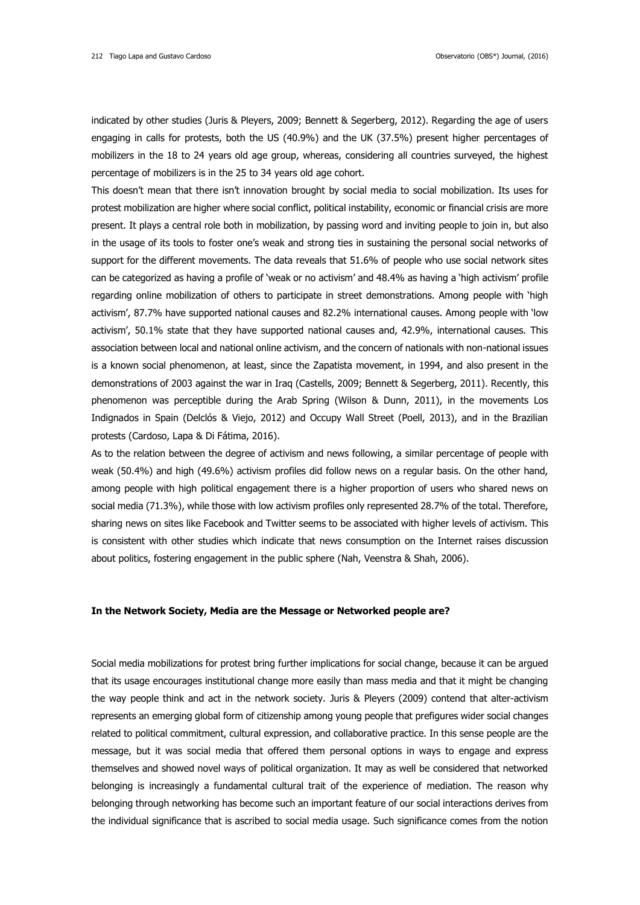indicated by other studies (Juris & Pleyers, 2009; Bennett & Segerberg, 2012). Regarding the age of users engaging in calls for protests, both the US (40.9%) and the UK (37.5%) present higher percentages of mobilizers in the 18 to 24 years old age group, whereas, considering all countries surveyed, the highest percentage of mobilizers is in the 25 to 34 years old age cohort.

This doesn't mean that there isn't innovation brought by social media to social mobilization. Its uses for protest mobilization are higher where social conflict, political instability, economic or financial crisis are more present. It plays a central role both in mobilization, by passing word and inviting people to join in, but also in the usage of its tools to foster one's weak and strong ties in sustaining the personal social networks of support for the different movements. The data reveals that 51.6% of people who use social network sites can be categorized as having a profile of 'weak or no activism' and 48.4% as having a 'high activism' profile regarding online mobilization of others to participate in street demonstrations. Among people with 'high activism', 87.7% have supported national causes and 82.2% international causes. Among people with 'low activism', 50.1% state that they have supported national causes and, 42.9%, international causes. This association between local and national online activism, and the concern of nationals with non-national issues is a known social phenomenon, at least, since the Zapatista movement, in 1994, and also present in the demonstrations of 2003 against the war in Iraq (Castells, 2009; Bennett & Segerberg, 2011). Recently, this phenomenon was perceptible during the Arab Spring (Wilson & Dunn, 2011), in the movements Los Indignados in Spain (Delclós & Viejo, 2012) and Occupy Wall Street (Poell, 2013), and in the Brazilian protests (Cardoso, Lapa & Di Fátima, 2016).

As to the relation between the degree of activism and news following, a similar percentage of people with weak (50.4%) and high (49.6%) activism profiles did follow news on a regular basis. On the other hand, among people with high political engagement there is a higher proportion of users who shared news on social media (71.3%), while those with low activism profiles only represented 28.7% of the total. Therefore, sharing news on sites like Facebook and Twitter seems to be associated with higher levels of activism. This is consistent with other studies which indicate that news consumption on the Internet raises discussion about politics, fostering engagement in the public sphere (Nah, Veenstra & Shah, 2006).

## In the Network Society, Media are the Message or Networked people are?

Social media mobilizations for protest bring further implications for social change, because it can be argued that its usage encourages institutional change more easily than mass media and that it might be changing the way people think and act in the network society. Juris & Pleyers (2009) contend that alter-activism represents an emerging global form of citizenship among young people that prefigures wider social changes related to political commitment, cultural expression, and collaborative practice. In this sense people are the message, but it was social media that offered them personal options in ways to engage and express themselves and showed novel ways of political organization. It may as well be considered that networked belonging is increasingly a fundamental cultural trait of the experience of mediation. The reason why belonging through networking has become such an important feature of our social interactions derives from the individual significance that is ascribed to social media usage. Such significance comes from the notion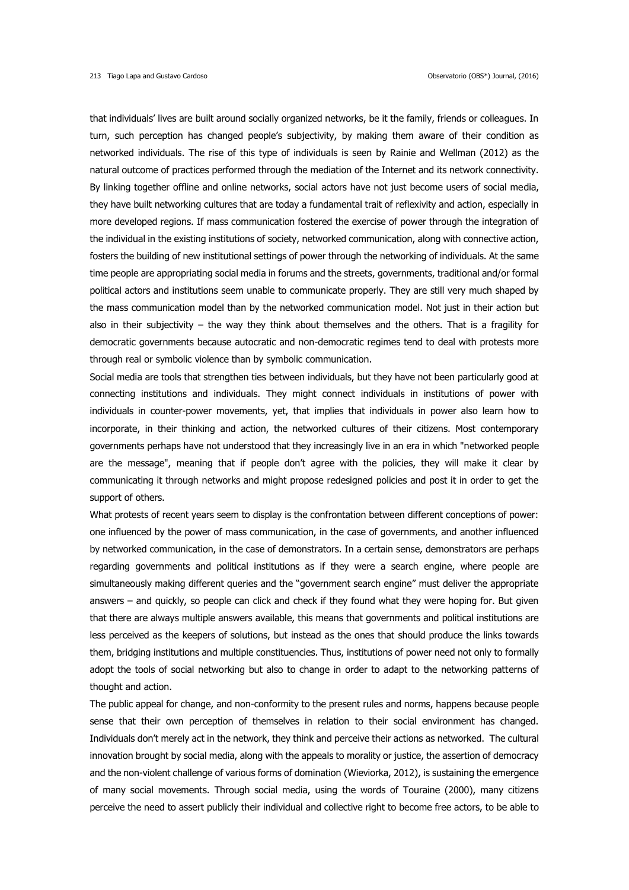that individuals' lives are built around socially organized networks, be it the family, friends or colleagues. In turn, such perception has changed people's subjectivity, by making them aware of their condition as networked individuals. The rise of this type of individuals is seen by Rainie and Wellman (2012) as the natural outcome of practices performed through the mediation of the Internet and its network connectivity. By linking together offline and online networks, social actors have not just become users of social media, they have built networking cultures that are today a fundamental trait of reflexivity and action, especially in more developed regions. If mass communication fostered the exercise of power through the integration of the individual in the existing institutions of society, networked communication, along with connective action, fosters the building of new institutional settings of power through the networking of individuals. At the same time people are appropriating social media in forums and the streets, governments, traditional and/or formal political actors and institutions seem unable to communicate properly. They are still very much shaped by the mass communication model than by the networked communication model. Not just in their action but also in their subjectivity – the way they think about themselves and the others. That is a fragility for democratic governments because autocratic and non-democratic regimes tend to deal with protests more through real or symbolic violence than by symbolic communication.

Social media are tools that strengthen ties between individuals, but they have not been particularly good at connecting institutions and individuals. They might connect individuals in institutions of power with individuals in counter-power movements, yet, that implies that individuals in power also learn how to incorporate, in their thinking and action, the networked cultures of their citizens. Most contemporary governments perhaps have not understood that they increasingly live in an era in which "networked people are the message", meaning that if people don't agree with the policies, they will make it clear by communicating it through networks and might propose redesigned policies and post it in order to get the support of others.

What protests of recent years seem to display is the confrontation between different conceptions of power: one influenced by the power of mass communication, in the case of governments, and another influenced by networked communication, in the case of demonstrators. In a certain sense, demonstrators are perhaps regarding governments and political institutions as if they were a search engine, where people are simultaneously making different queries and the "government search engine" must deliver the appropriate answers – and quickly, so people can click and check if they found what they were hoping for. But given that there are always multiple answers available, this means that governments and political institutions are less perceived as the keepers of solutions, but instead as the ones that should produce the links towards them, bridging institutions and multiple constituencies. Thus, institutions of power need not only to formally adopt the tools of social networking but also to change in order to adapt to the networking patterns of thought and action.

The public appeal for change, and non-conformity to the present rules and norms, happens because people sense that their own perception of themselves in relation to their social environment has changed. Individuals don't merely act in the network, they think and perceive their actions as networked. The cultural innovation brought by social media, along with the appeals to morality or justice, the assertion of democracy and the non-violent challenge of various forms of domination (Wieviorka, 2012), is sustaining the emergence of many social movements. Through social media, using the words of Touraine (2000), many citizens perceive the need to assert publicly their individual and collective right to become free actors, to be able to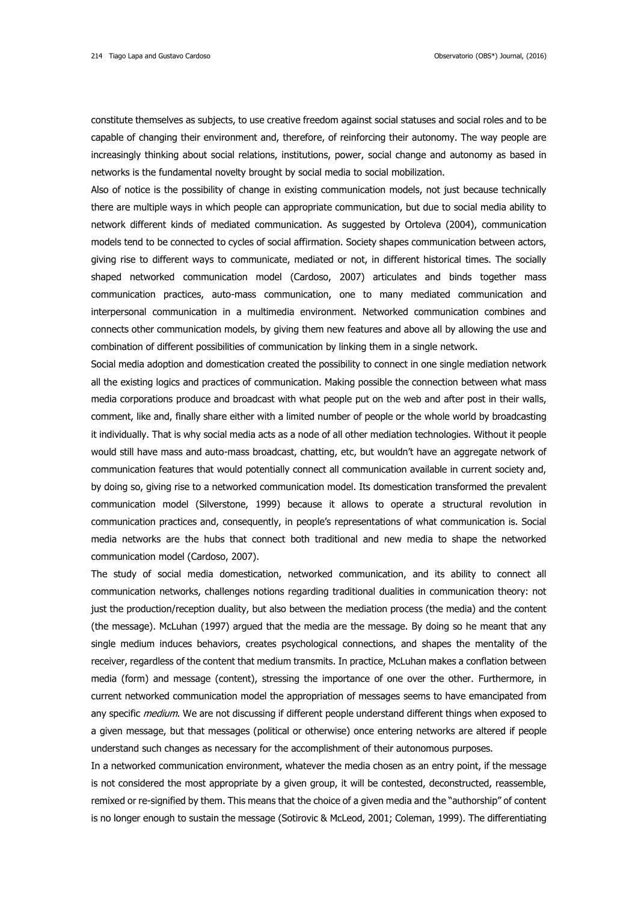constitute themselves as subjects, to use creative freedom against social statuses and social roles and to be capable of changing their environment and, therefore, of reinforcing their autonomy. The way people are increasingly thinking about social relations, institutions, power, social change and autonomy as based in networks is the fundamental novelty brought by social media to social mobilization.

Also of notice is the possibility of change in existing communication models, not just because technically there are multiple ways in which people can appropriate communication, but due to social media ability to network different kinds of mediated communication. As suggested by Ortoleva (2004), communication models tend to be connected to cycles of social affirmation. Society shapes communication between actors, giving rise to different ways to communicate, mediated or not, in different historical times. The socially shaped networked communication model (Cardoso, 2007) articulates and binds together mass communication practices, auto-mass communication, one to many mediated communication and interpersonal communication in a multimedia environment. Networked communication combines and connects other communication models, by giving them new features and above all by allowing the use and combination of different possibilities of communication by linking them in a single network.

Social media adoption and domestication created the possibility to connect in one single mediation network all the existing logics and practices of communication. Making possible the connection between what mass media corporations produce and broadcast with what people put on the web and after post in their walls, comment, like and, finally share either with a limited number of people or the whole world by broadcasting it individually. That is why social media acts as a node of all other mediation technologies. Without it people would still have mass and auto-mass broadcast, chatting, etc, but wouldn't have an aggregate network of communication features that would potentially connect all communication available in current society and, by doing so, giving rise to a networked communication model. Its domestication transformed the prevalent communication model (Silverstone, 1999) because it allows to operate a structural revolution in communication practices and, consequently, in people's representations of what communication is. Social media networks are the hubs that connect both traditional and new media to shape the networked communication model (Cardoso, 2007).

The study of social media domestication, networked communication, and its ability to connect all communication networks, challenges notions regarding traditional dualities in communication theory: not just the production/reception duality, but also between the mediation process (the media) and the content (the message). McLuhan (1997) argued that the media are the message. By doing so he meant that any single medium induces behaviors, creates psychological connections, and shapes the mentality of the receiver, regardless of the content that medium transmits. In practice, McLuhan makes a conflation between media (form) and message (content), stressing the importance of one over the other. Furthermore, in current networked communication model the appropriation of messages seems to have emancipated from any specific *medium*. We are not discussing if different people understand different things when exposed to a given message, but that messages (political or otherwise) once entering networks are altered if people understand such changes as necessary for the accomplishment of their autonomous purposes.

In a networked communication environment, whatever the media chosen as an entry point, if the message is not considered the most appropriate by a given group, it will be contested, deconstructed, reassemble, remixed or re-signified by them. This means that the choice of a given media and the "authorship" of content is no longer enough to sustain the message (Sotirovic & McLeod, 2001; Coleman, 1999). The differentiating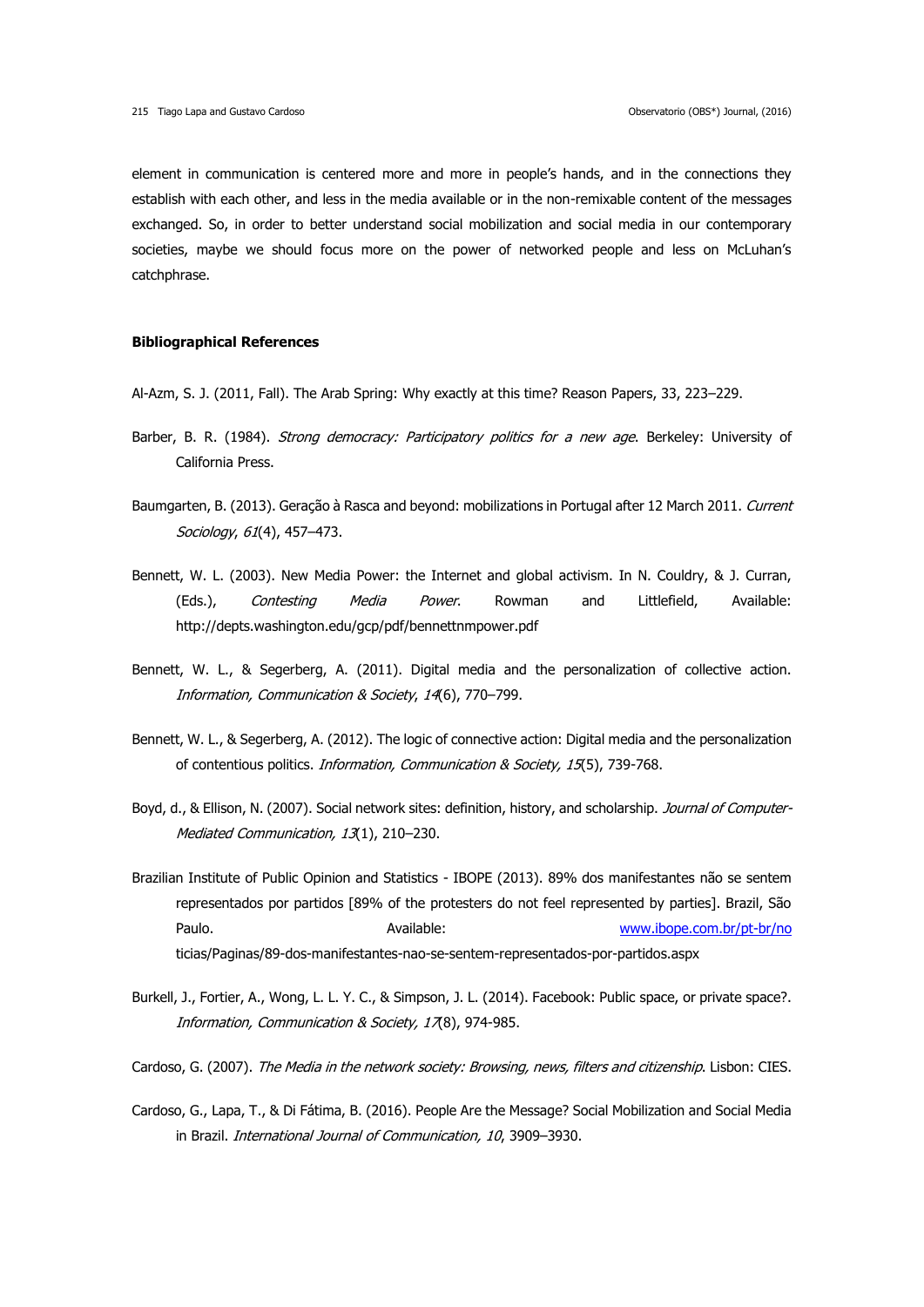element in communication is centered more and more in people's hands, and in the connections they establish with each other, and less in the media available or in the non-remixable content of the messages exchanged. So, in order to better understand social mobilization and social media in our contemporary societies, maybe we should focus more on the power of networked people and less on McLuhan's catchphrase.

**Bibliographical References**

Al-Azm, S. J. (2011, Fall). The Arab Spring: Why exactly at this time? Reason Papers, 33, 223–229.

Barber, B. R. (1984). *Strong democracy: Participatory politics for a new age*. Berkeley: University of California Press.

Baumgarten, B. (2013). Geração à Rasca and beyond: mobilizations in Portugal after 12 March 2011. *Current Sociology*, *61*(4), 457–473.

Bennett, W. L. (2003). New Media Power: the Internet and global activism. In N. Couldry, & J. Curran, (Eds.), *Contesting Media Power*. Rowman and Littlefield, Available: http://depts.washington.edu/gcp/pdf/bennettnmpower.pdf

Bennett, W. L., & Segerberg, A. (2011). Digital media and the personalization of collective action. *Information, Communication & Society*, *14*(6), 770–799.

Bennett, W. L., & Segerberg, A. (2012). The logic of connective action: Digital media and the personalization of contentious politics. *Information, Communication & Society, 15*(5), 739-768.

Boyd, d., & Ellison, N. (2007). Social network sites: definition, history, and scholarship. *Journal of Computer-Mediated Communication, 13*(1), 210–230.

Brazilian Institute of Public Opinion and Statistics - IBOPE (2013). 89% dos manifestantes não se sentem representados por partidos [89% of the protesters do not feel represented by parties]. Brazil, São Paulo. Available: www.ibope.com.br/pt-br/noticias/Paginas/89-dos-manifestantes-nao-se-sentem-representados-por-partidos.aspx

Burkell, J., Fortier, A., Wong, L. L. Y. C., & Simpson, J. L. (2014). Facebook: Public space, or private space?. *Information, Communication & Society, 17*(8), 974-985.

Cardoso, G. (2007). *The Media in the network society: Browsing, news, filters and citizenship*. Lisbon: CIES.

Cardoso, G., Lapa, T., & Di Fátima, B. (2016). People Are the Message? Social Mobilization and Social Media in Brazil. *International Journal of Communication, 10*, 3909–3930.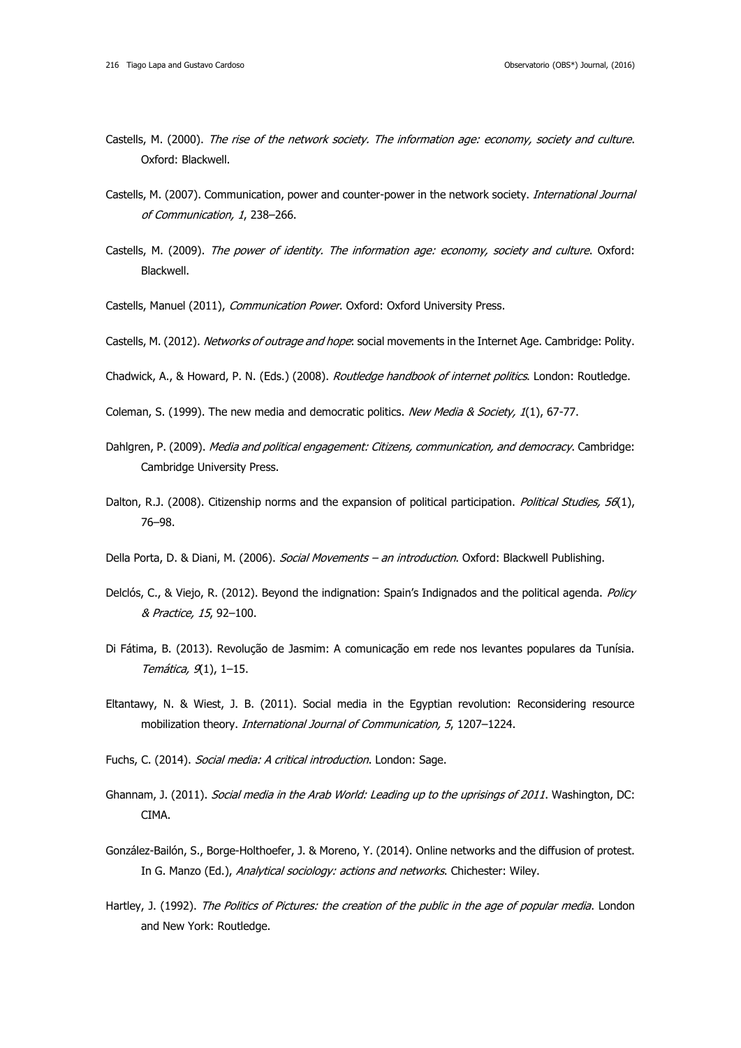Castells, M. (2000). *The rise of the network society. The information age: economy, society and culture*. Oxford: Blackwell.

Castells, M. (2007). Communication, power and counter-power in the network society. *International Journal of Communication, 1*, 238–266.

Castells, M. (2009). *The power of identity. The information age: economy, society and culture*. Oxford: Blackwell.

Castells, Manuel (2011), *Communication Power*. Oxford: Oxford University Press.

Castells, M. (2012). *Networks of outrage and hope*: social movements in the Internet Age. Cambridge: Polity.

Chadwick, A., & Howard, P. N. (Eds.) (2008). *Routledge handbook of internet politics*. London: Routledge.

Coleman, S. (1999). The new media and democratic politics. *New Media & Society, 1*(1), 67-77.

Dahlgren, P. (2009). *Media and political engagement: Citizens, communication, and democracy*. Cambridge: Cambridge University Press.

Dalton, R.J. (2008). Citizenship norms and the expansion of political participation. *Political Studies, 56*(1), 76–98.

Della Porta, D. & Diani, M. (2006). *Social Movements – an introduction*. Oxford: Blackwell Publishing.

Delclós, C., & Viejo, R. (2012). Beyond the indignation: Spain's Indignados and the political agenda. *Policy & Practice, 15*, 92–100.

Di Fátima, B. (2013). Revolução de Jasmim: A comunicação em rede nos levantes populares da Tunísia. *Temática, 9*(1), 1–15.

Eltantawy, N. & Wiest, J. B. (2011). Social media in the Egyptian revolution: Reconsidering resource mobilization theory. *International Journal of Communication, 5*, 1207–1224.

Fuchs, C. (2014). *Social media: A critical introduction*. London: Sage.

Ghannam, J. (2011). *Social media in the Arab World: Leading up to the uprisings of 2011*. Washington, DC: CIMA.

González-Bailón, S., Borge-Holthoefer, J. & Moreno, Y. (2014). Online networks and the diffusion of protest. In G. Manzo (Ed.), *Analytical sociology: actions and networks*. Chichester: Wiley.

Hartley, J. (1992). *The Politics of Pictures: the creation of the public in the age of popular media*. London and New York: Routledge.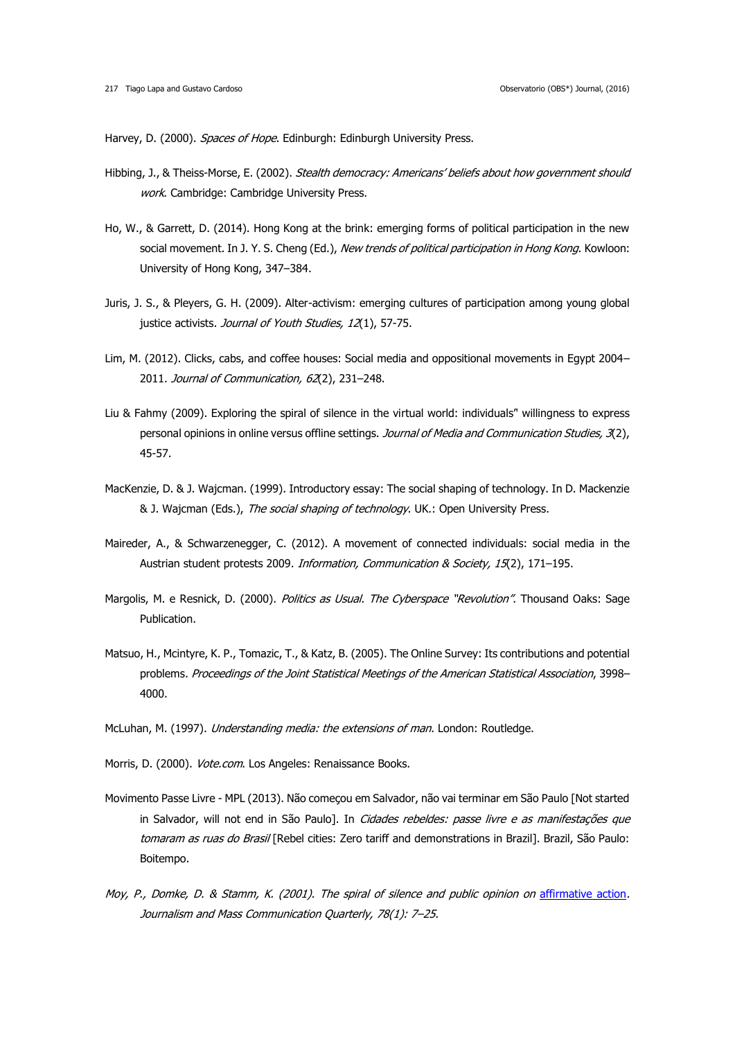Harvey, D. (2000). *Spaces of Hope*. Edinburgh: Edinburgh University Press.

Hibbing, J., & Theiss-Morse, E. (2002). *Stealth democracy: Americans' beliefs about how government should work*. Cambridge: Cambridge University Press.

Ho, W., & Garrett, D. (2014). Hong Kong at the brink: emerging forms of political participation in the new social movement. In J. Y. S. Cheng (Ed.), *New trends of political participation in Hong Kong*. Kowloon: University of Hong Kong, 347–384.

Juris, J. S., & Pleyers, G. H. (2009). Alter-activism: emerging cultures of participation among young global justice activists. *Journal of Youth Studies, 12*(1), 57-75.

Lim, M. (2012). Clicks, cabs, and coffee houses: Social media and oppositional movements in Egypt 2004–2011. *Journal of Communication, 62*(2), 231–248.

Liu & Fahmy (2009). Exploring the spiral of silence in the virtual world: individuals" willingness to express personal opinions in online versus offline settings. *Journal of Media and Communication Studies, 3*(2), 45-57.

MacKenzie, D. & J. Wajcman. (1999). Introductory essay: The social shaping of technology. In D. Mackenzie & J. Wajcman (Eds.), *The social shaping of technology*. UK.: Open University Press.

Maireder, A., & Schwarzenegger, C. (2012). A movement of connected individuals: social media in the Austrian student protests 2009. *Information, Communication & Society, 15*(2), 171–195.

Margolis, M. e Resnick, D. (2000). *Politics as Usual. The Cyberspace "Revolution"*. Thousand Oaks: Sage Publication.

Matsuo, H., Mcintyre, K. P., Tomazic, T., & Katz, B. (2005). The Online Survey: Its contributions and potential problems. *Proceedings of the Joint Statistical Meetings of the American Statistical Association*, 3998–4000.

McLuhan, M. (1997). *Understanding media: the extensions of man*. London: Routledge.

Morris, D. (2000). *Vote.com*. Los Angeles: Renaissance Books.

Movimento Passe Livre - MPL (2013). Não começou em Salvador, não vai terminar em São Paulo [Not started in Salvador, will not end in São Paulo]. In *Cidades rebeldes: passe livre e as manifestações que tomaram as ruas do Brasil* [Rebel cities: Zero tariff and demonstrations in Brazil]. Brazil, São Paulo: Boitempo.

*Moy, P., Domke, D. & Stamm, K. (2001). The spiral of silence and public opinion on* affirmative action*. Journalism and Mass Communication Quarterly, 78(1): 7–25.*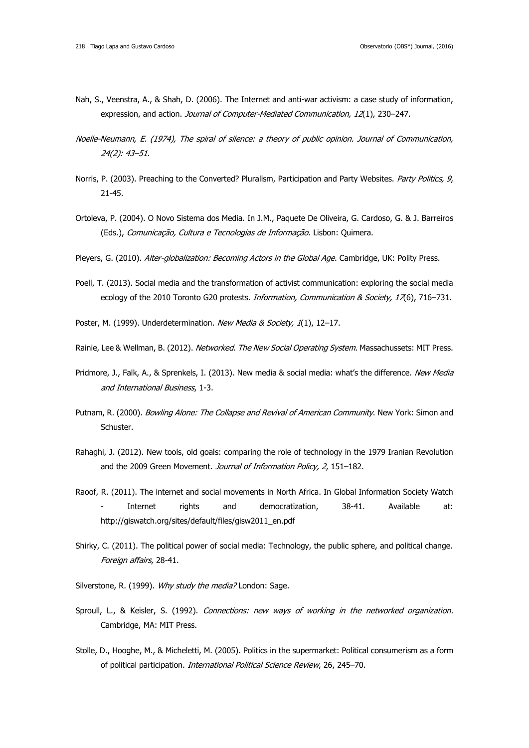Nah, S., Veenstra, A., & Shah, D. (2006). The Internet and anti-war activism: a case study of information, expression, and action. *Journal of Computer-Mediated Communication, 12*(1), 230–247.

*Noelle-Neumann, E. (1974), The spiral of silence: a theory of public opinion. Journal of Communication, 24(2): 43–51.*

Norris, P. (2003). Preaching to the Converted? Pluralism, Participation and Party Websites. *Party Politics, 9*, 21-45.

Ortoleva, P. (2004). O Novo Sistema dos Media. In J.M., Paquete De Oliveira, G. Cardoso, G. & J. Barreiros (Eds.), *Comunicação, Cultura e Tecnologias de Informação*. Lisbon: Quimera.

Pleyers, G. (2010). *Alter-globalization: Becoming Actors in the Global Age*. Cambridge, UK: Polity Press.

Poell, T. (2013). Social media and the transformation of activist communication: exploring the social media ecology of the 2010 Toronto G20 protests. *Information, Communication & Society, 17*(6), 716–731.

Poster, M. (1999). Underdetermination. *New Media & Society, 1*(1), 12–17.

Rainie, Lee & Wellman, B. (2012). *Networked. The New Social Operating System*. Massachussets: MIT Press.

Pridmore, J., Falk, A., & Sprenkels, I. (2013). New media & social media: what's the difference. *New Media and International Business*, 1-3.

Putnam, R. (2000). *Bowling Alone: The Collapse and Revival of American Community*. New York: Simon and Schuster.

Rahaghi, J. (2012). New tools, old goals: comparing the role of technology in the 1979 Iranian Revolution and the 2009 Green Movement. *Journal of Information Policy, 2*, 151–182.

Raoof, R. (2011). The internet and social movements in North Africa. In Global Information Society Watch - Internet rights and democratization, 38-41. Available at: http://giswatch.org/sites/default/files/gisw2011_en.pdf

Shirky, C. (2011). The political power of social media: Technology, the public sphere, and political change. *Foreign affairs*, 28-41.

Silverstone, R. (1999). *Why study the media?* London: Sage.

Sproull, L., & Keisler, S. (1992). *Connections: new ways of working in the networked organization*. Cambridge, MA: MIT Press.

Stolle, D., Hooghe, M., & Micheletti, M. (2005). Politics in the supermarket: Political consumerism as a form of political participation. *International Political Science Review*, 26, 245–70.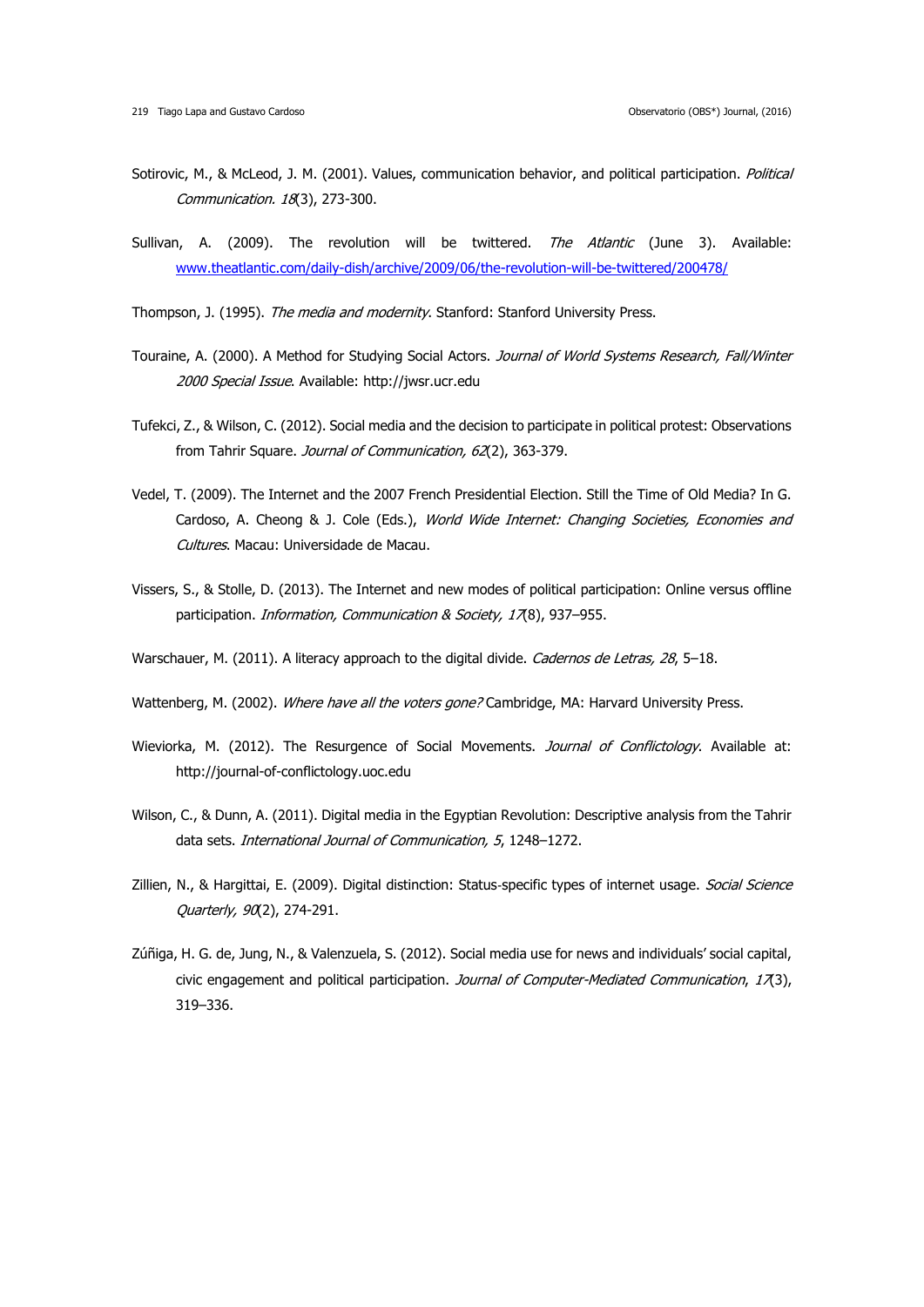Sotirovic, M., & McLeod, J. M. (2001). Values, communication behavior, and political participation. *Political Communication. 18*(3), 273-300.

Sullivan, A. (2009). The revolution will be twittered. *The Atlantic* (June 3). Available: www.theatlantic.com/daily-dish/archive/2009/06/the-revolution-will-be-twittered/200478/

Thompson, J. (1995). *The media and modernity*. Stanford: Stanford University Press.

Touraine, A. (2000). A Method for Studying Social Actors. *Journal of World Systems Research, Fall/Winter 2000 Special Issue*. Available: http://jwsr.ucr.edu

Tufekci, Z., & Wilson, C. (2012). Social media and the decision to participate in political protest: Observations from Tahrir Square. *Journal of Communication, 62*(2), 363-379.

Vedel, T. (2009). The Internet and the 2007 French Presidential Election. Still the Time of Old Media? In G. Cardoso, A. Cheong & J. Cole (Eds.), *World Wide Internet: Changing Societies, Economies and Cultures*. Macau: Universidade de Macau.

Vissers, S., & Stolle, D. (2013). The Internet and new modes of political participation: Online versus offline participation. *Information, Communication & Society, 17*(8), 937–955.

Warschauer, M. (2011). A literacy approach to the digital divide. *Cadernos de Letras, 28*, 5–18.

Wattenberg, M. (2002). *Where have all the voters gone?* Cambridge, MA: Harvard University Press.

Wieviorka, M. (2012). The Resurgence of Social Movements. *Journal of Conflictology*. Available at: http://journal-of-conflictology.uoc.edu

Wilson, C., & Dunn, A. (2011). Digital media in the Egyptian Revolution: Descriptive analysis from the Tahrir data sets. *International Journal of Communication, 5*, 1248–1272.

Zillien, N., & Hargittai, E. (2009). Digital distinction: Status-specific types of internet usage. *Social Science Quarterly, 90*(2), 274-291.

Zúñiga, H. G. de, Jung, N., & Valenzuela, S. (2012). Social media use for news and individuals' social capital, civic engagement and political participation. *Journal of Computer-Mediated Communication*, *17*(3), 319–336.